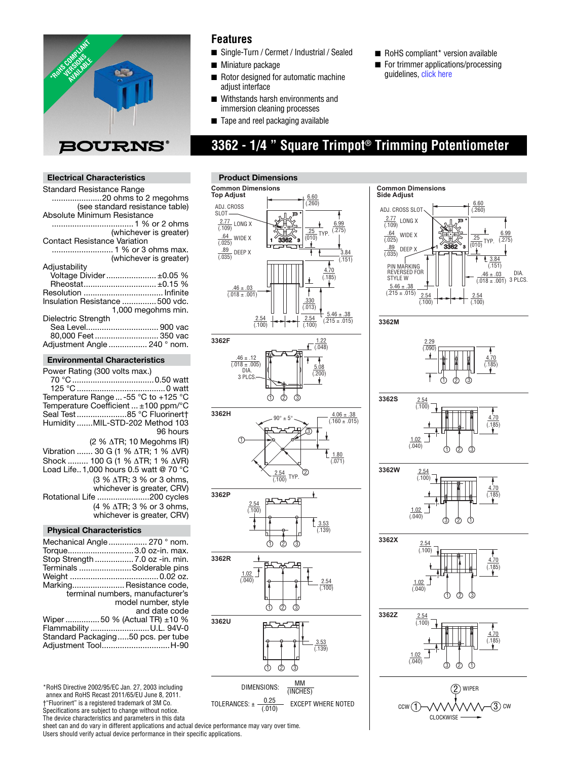**BOURNS®**

*RoHS COMPLIANT VERSIONS AVAILABLE

## Features

- Single-Turn / Cermet / Industrial / Sealed
- Miniature package
- Rotor designed for automatic machine adjust interface
- Withstands harsh environments and immersion cleaning processes
- Tape and reel packaging available
- RoHS compliant* version available
- For trimmer applications/processing guidelines, click here

# 3362 - 1/4 " Square Trimpot® Trimming Potentiometer

### Electrical Characteristics

Standard Resistance Range
......................20 ohms to 2 megohms
(see standard resistance table)

Absolute Minimum Resistance
....................................1 % or 2 ohms
(whichever is greater)

Contact Resistance Variation
...........................1 % or 3 ohms max.
(whichever is greater)

Adjustability
- Voltage Divider......................±0.05 %
- Rheostat................................±0.15 %

Resolution ...................................Infinite

Insulation Resistance ...............500 vdc.
1,000 megohms min.

Dielectric Strength
- Sea Level................................900 vac
- 80,000 Feet............................350 vac

Adjustment Angle.................240 ° nom.

### Environmental Characteristics

Power Rating (300 volts max.)
- 70 °C....................................0.50 watt
- 125 °C.......................................0 watt

Temperature Range...-55 °C to +125 °C
Temperature Coefficient ...±100 ppm/°C
Seal Test......................85 °C Fluorinert†
Humidity .......MIL-STD-202 Method 103
96 hours
(2 % ΔTR; 10 Megohms IR)
Vibration ....... 30 G (1 % ΔTR; 1 % ΔVR)
Shock ......... 100 G (1 % ΔTR; 1 % ΔVR)
Load Life..1,000 hours 0.5 watt @ 70 °C
(3 % ΔTR; 3 % or 3 ohms, whichever is greater, CRV)
Rotational Life .......................200 cycles
(4 % ΔTR; 3 % or 3 ohms, whichever is greater, CRV)

### Physical Characteristics

Mechanical Angle.................270 ° nom.
Torque.............................3.0 oz-in. max.
Stop Strength.................7.0 oz -in. min.
Terminals .......................Solderable pins
Weight .......................................0.02 oz.
Marking........................Resistance code, terminal numbers, manufacturer's model number, style and date code
Wiper ...............50 % (Actual TR) ±10 %
Flammability ..........................U.L. 94V-0
Standard Packaging.....50 pcs. per tube
Adjustment Tool.............................H-90

### Product Dimensions

**Common Dimensions Top Adjust**

ADJ. CROSS SLOT — 2.77 (.109) LONG X .64 (.025) WIDE X .89 (.035) DEEP X; 6.60 (.260); .25 (.010) TYP.; 6.99 (.275); 3.84 (.151); 4.70 (.185); .46 ± .03 (.018 ± .001); .330 (.013); 2.54 (.100); 2.54 (.100); 5.46 ± .38 (.215 ± .015)

**Common Dimensions Side Adjust**

ADJ. CROSS SLOT — 2.77 (.109) LONG X .64 (.025) WIDE X .89 (.035) DEEP X; 6.60 (.260); .25 (.010) TYP.; 6.99 (.275); 3.84 (.151); PIN MARKING REVERSED FOR STYLE W; .46 ± .03 (.018 ± .001) DIA. 3 PLCS.; 5.46 ± .38 (.215 ± .015); 2.54 (.100); 2.54 (.100)

**3362F**: 1.22 (.048); .46 ± .12 (.018 ± .005) DIA. 3 PLCS.; 5.08 (.200)

**3362H**: 90° ± 5°; 4.06 ± .38 (.160 ± .015); 1.80 (.071); 2.54 (.100) TYP.

**3362P**: 2.54 (.100); 3.53 (.139)

**3362R**: 1.02 (.040); 2.54 (.100)

**3362U**: 3.53 (.139)

**3362M**: 2.29 (.090); 4.70 (.185)

**3362S**: 2.54 (.100); 4.70 (.185); 1.02 (.040)

**3362W**: 2.54 (.100); 4.70 (.185); 1.02 (.040)

**3362X**: 2.54 (.100); 4.70 (.185); 1.02 (.040)

**3362Z**: 2.54 (.100); 4.70 (.185); 1.02 (.040)

DIMENSIONS: MM (INCHES)

TOLERANCES: ± 0.25 (.010) EXCEPT WHERE NOTED

CCW ① — ② WIPER — ③ CW (CLOCKWISE)

*RoHS Directive 2002/95/EC Jan. 27, 2003 including annex and RoHS Recast 2011/65/EU June 8, 2011.
†"Fluorinert" is a registered trademark of 3M Co.
Specifications are subject to change without notice.
The device characteristics and parameters in this data sheet can and do vary in different applications and actual device performance may vary over time.
Users should verify actual device performance in their specific applications.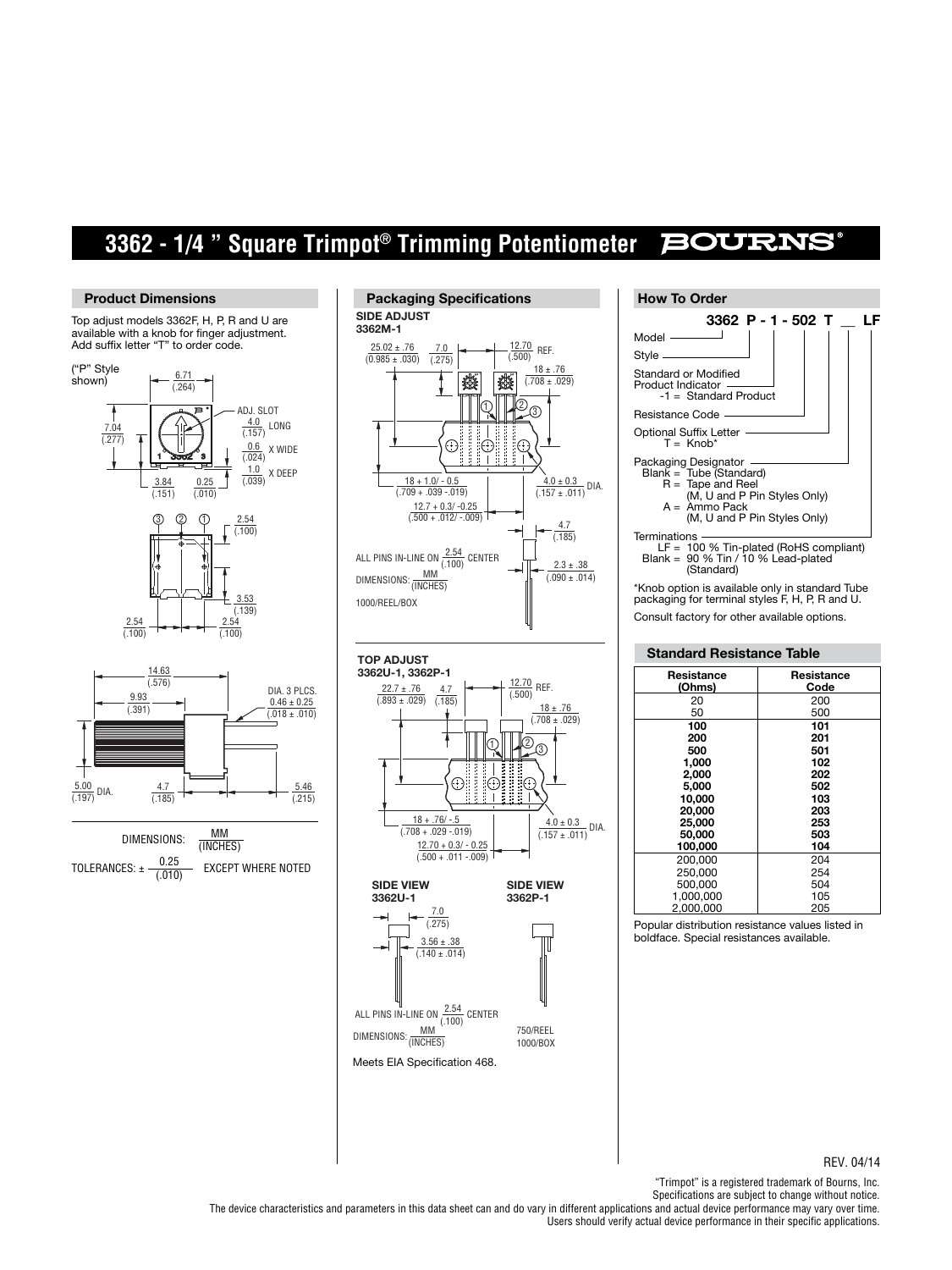# 3362 - 1/4 " Square Trimpot® Trimming Potentiometer

## Product Dimensions

Top adjust models 3362F, H, P, R and U are available with a knob for finger adjustment. Add suffix letter "T" to order code.

("P" Style shown)

6.71 (.264)

7.04 (.277)

ADJ. SLOT 4.0 (.157) LONG

0.6 (.024) X WIDE

1.0 (.039) X DEEP

3.84 (.151)

0.25 (.010)

2.54 (.100)

3.53 (.139)

2.54 (.100)

2.54 (.100)

14.63 (.576)

9.93 (.391)

DIA. 3 PLCS. 0.46 ± 0.25 (.018 ± .010)

5.00 (.197) DIA.

4.7 (.185)

5.46 (.215)

DIMENSIONS: MM (INCHES)

TOLERANCES: ± 0.25 (.010) EXCEPT WHERE NOTED

## Packaging Specifications

**SIDE ADJUST 3362M-1**

25.02 ± .76 (0.985 ± .030)

7.0 (.275)

12.70 (.500) REF.

18 ± .76 (.708 ± .029)

18 + 1.0/ - 0.5 (.709 + .039 -.019)

4.0 ± 0.3 (.157 ± .011) DIA.

12.7 + 0.3/ -0.25 (.500 + .012/ -.009)

4.7 (.185)

ALL PINS IN-LINE ON 2.54 (.100) CENTER

2.3 ± .38 (.090 ± .014)

DIMENSIONS: MM (INCHES)

1000/REEL/BOX

**TOP ADJUST 3362U-1, 3362P-1**

22.7 ± .76 (.893 ± .029)

4.7 (.185)

12.70 (.500) REF.

18 ± .76 (.708 ± .029)

18 + .76/ -.5 (.708 + .029 -.019)

4.0 ± 0.3 (.157 ± .011) DIA.

12.70 + 0.3/ - 0.25 (.500 + .011 -.009)

**SIDE VIEW 3362U-1**

7.0 (.275)

3.56 ± .38 (.140 ± .014)

**SIDE VIEW 3362P-1**

ALL PINS IN-LINE ON 2.54 (.100) CENTER

DIMENSIONS: MM (INCHES)

750/REEL 1000/BOX

Meets EIA Specification 468.

## How To Order

**3362 P - 1 - 502 T __ LF**

- Model
- Style
- Standard or Modified Product Indicator
  - -1 = Standard Product
- Resistance Code
- Optional Suffix Letter
  - T = Knob*
- Packaging Designator
  - Blank = Tube (Standard)
  - R = Tape and Reel (M, U and P Pin Styles Only)
  - A = Ammo Pack (M, U and P Pin Styles Only)
- Terminations
  - LF = 100 % Tin-plated (RoHS compliant)
  - Blank = 90 % Tin / 10 % Lead-plated (Standard)

*Knob option is available only in standard Tube packaging for terminal styles F, H, P, R and U.

Consult factory for other available options.

## Standard Resistance Table

| Resistance (Ohms) | Resistance Code |
|---|---|
| 20 | 200 |
| 50 | 500 |
| **100** | **101** |
| **200** | **201** |
| **500** | **501** |
| **1,000** | **102** |
| **2,000** | **202** |
| **5,000** | **502** |
| **10,000** | **103** |
| **20,000** | **203** |
| **25,000** | **253** |
| **50,000** | **503** |
| **100,000** | **104** |
| 200,000 | 204 |
| 250,000 | 254 |
| 500,000 | 504 |
| 1,000,000 | 105 |
| 2,000,000 | 205 |

Popular distribution resistance values listed in boldface. Special resistances available.

REV. 04/14

"Trimpot" is a registered trademark of Bourns, Inc.
Specifications are subject to change without notice.
The device characteristics and parameters in this data sheet can and do vary in different applications and actual device performance may vary over time.
Users should verify actual device performance in their specific applications.